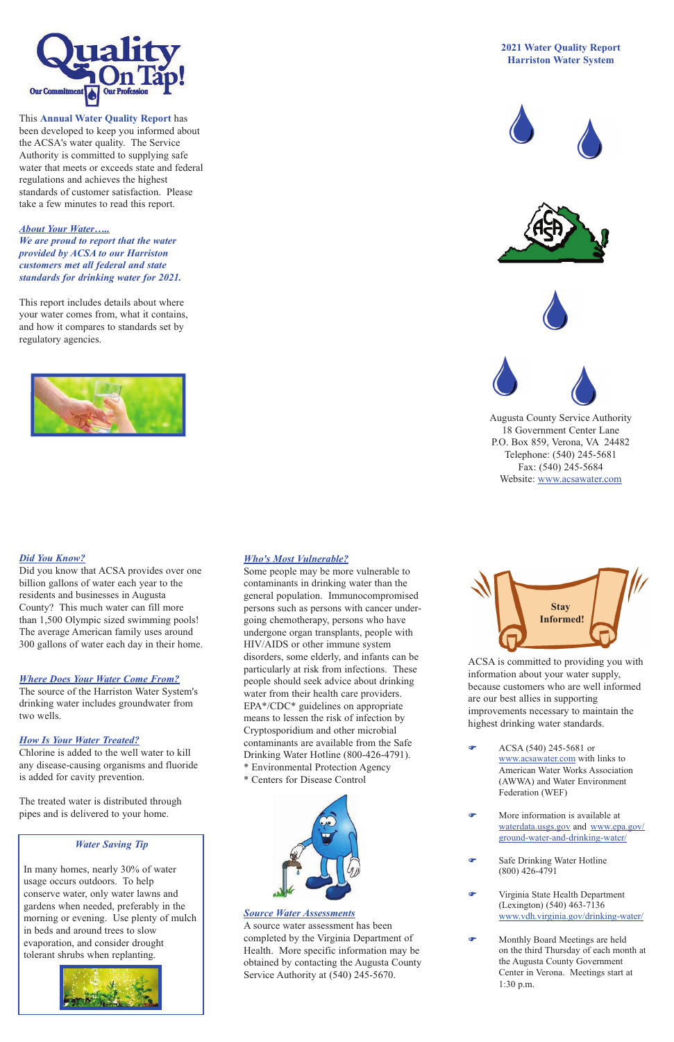# Quality On Tap!

Our Commitment | Our Profession

**2021 Water Quality Report**
**Harriston Water System**

This **Annual Water Quality Report** has been developed to keep you informed about the ACSA's water quality. The Service Authority is committed to supplying safe water that meets or exceeds state and federal regulations and achieves the highest standards of customer satisfaction. Please take a few minutes to read this report.

### *About Your Water…..*

***We are proud to report that the water provided by ACSA to our Harriston customers met all federal and state standards for drinking water for 2021.***

This report includes details about where your water comes from, what it contains, and how it compares to standards set by regulatory agencies.

Augusta County Service Authority
18 Government Center Lane
P.O. Box 859, Verona, VA 24482
Telephone: (540) 245-5681
Fax: (540) 245-5684
Website: www.acsawater.com

### *Did You Know?*

Did you know that ACSA provides over one billion gallons of water each year to the residents and businesses in Augusta County? This much water can fill more than 1,500 Olympic sized swimming pools! The average American family uses around 300 gallons of water each day in their home.

### *Where Does Your Water Come From?*

The source of the Harriston Water System's drinking water includes groundwater from two wells.

### *How Is Your Water Treated?*

Chlorine is added to the well water to kill any disease-causing organisms and fluoride is added for cavity prevention.

The treated water is distributed through pipes and is delivered to your home.

### *Water Saving Tip*

In many homes, nearly 30% of water usage occurs outdoors. To help conserve water, only water lawns and gardens when needed, preferably in the morning or evening. Use plenty of mulch in beds and around trees to slow evaporation, and consider drought tolerant shrubs when replanting.

### *Who's Most Vulnerable?*

Some people may be more vulnerable to contaminants in drinking water than the general population. Immunocompromised persons such as persons with cancer undergoing chemotherapy, persons who have undergone organ transplants, people with HIV/AIDS or other immune system disorders, some elderly, and infants can be particularly at risk from infections. These people should seek advice about drinking water from their health care providers. EPA\*/CDC\* guidelines on appropriate means to lessen the risk of infection by Cryptosporidium and other microbial contaminants are available from the Safe Drinking Water Hotline (800-426-4791).

\* Environmental Protection Agency
\* Centers for Disease Control

### *Source Water Assessments*

A source water assessment has been completed by the Virginia Department of Health. More specific information may be obtained by contacting the Augusta County Service Authority at (540) 245-5670.

### Stay Informed!

ACSA is committed to providing you with information about your water supply, because customers who are well informed are our best allies in supporting improvements necessary to maintain the highest drinking water standards.

- ACSA (540) 245-5681 or www.acsawater.com with links to American Water Works Association (AWWA) and Water Environment Federation (WEF)
- More information is available at waterdata.usgs.gov and www.epa.gov/ground-water-and-drinking-water/
- Safe Drinking Water Hotline (800) 426-4791
- Virginia State Health Department (Lexington) (540) 463-7136 www.vdh.virginia.gov/drinking-water/
- Monthly Board Meetings are held on the third Thursday of each month at the Augusta County Government Center in Verona. Meetings start at 1:30 p.m.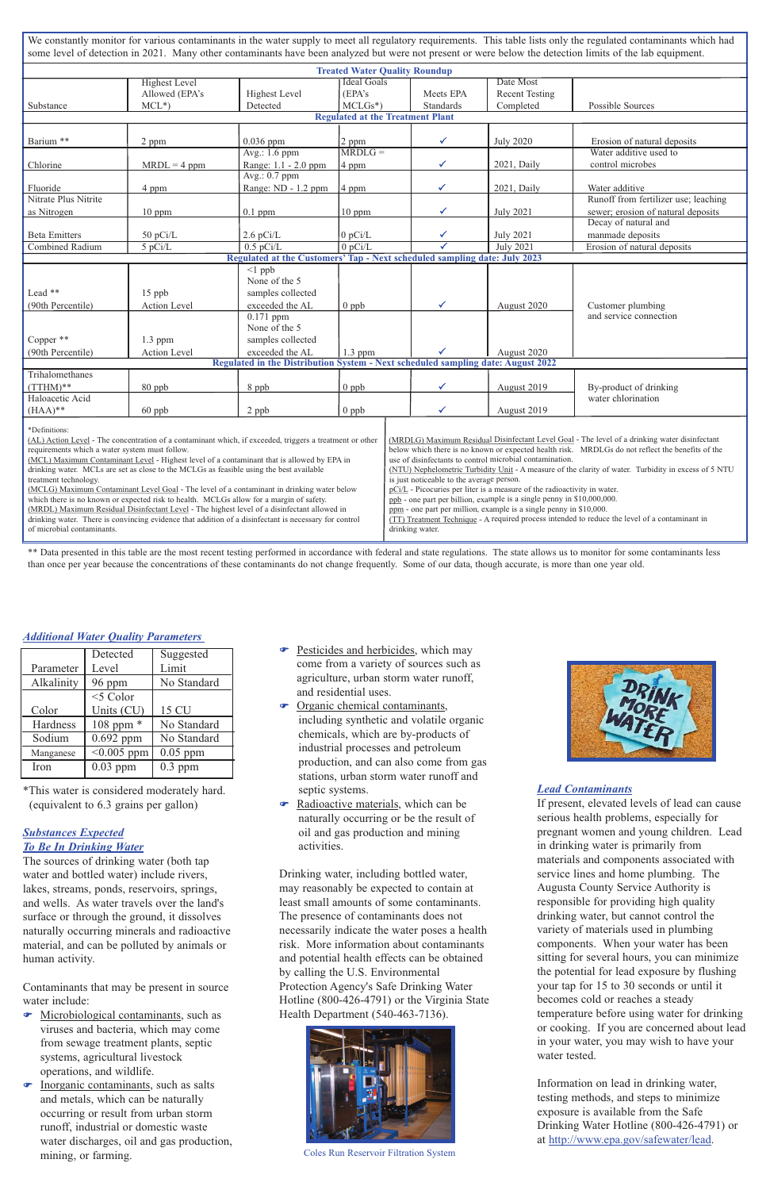We constantly monitor for various contaminants in the water supply to meet all regulatory requirements. This table lists only the regulated contaminants which had some level of detection in 2021. Many other contaminants have been analyzed but were not present or were below the detection limits of the lab equipment.

**Treated Water Quality Roundup**

| Substance | Highest Level Allowed (EPA's MCL*) | Highest Level Detected | Ideal Goals (EPA's MCLGs*) | Meets EPA Standards | Date Most Recent Testing Completed | Possible Sources |
|---|---|---|---|---|---|---|
| **Regulated at the Treatment Plant** | | | | | | |
| Barium ** | 2 ppm | 0.036 ppm | 2 ppm | ✓ | July 2020 | Erosion of natural deposits |
| Chlorine | MRDL = 4 ppm | Avg.: 1.6 ppm Range: 1.1 - 2.0 ppm | MRDLG = 4 ppm | ✓ | 2021, Daily | Water additive used to control microbes |
| Fluoride | 4 ppm | Avg.: 0.7 ppm Range: ND - 1.2 ppm | 4 ppm | ✓ | 2021, Daily | Water additive |
| Nitrate Plus Nitrite as Nitrogen | 10 ppm | 0.1 ppm | 10 ppm | ✓ | July 2021 | Runoff from fertilizer use; leaching sewer; erosion of natural deposits |
| Beta Emitters | 50 pCi/L | 2.6 pCi/L | 0 pCi/L | ✓ | July 2021 | Decay of natural and manmade deposits |
| Combined Radium | 5 pCi/L | 0.5 pCi/L | 0 pCi/L | ✓ | July 2021 | Erosion of natural deposits |
| **Regulated at the Customers' Tap - Next scheduled sampling date: July 2023** | | | | | | |
| Lead ** (90th Percentile) | 15 ppb Action Level | <1 ppb None of the 5 samples collected exceeded the AL | 0 ppb | ✓ | August 2020 | Customer plumbing and service connection |
| Copper ** (90th Percentile) | 1.3 ppm Action Level | 0.171 ppm None of the 5 samples collected exceeded the AL | 1.3 ppm | ✓ | August 2020 | Customer plumbing and service connection |
| **Regulated in the Distribution System - Next scheduled sampling date: August 2022** | | | | | | |
| Trihalomethanes (TTHM)** | 80 ppb | 8 ppb | 0 ppb | ✓ | August 2019 | By-product of drinking water chlorination |
| Haloacetic Acid (HAA)** | 60 ppb | 2 ppb | 0 ppb | ✓ | August 2019 | By-product of drinking water chlorination |

*Definitions:

(AL) Action Level - The concentration of a contaminant which, if exceeded, triggers a treatment or other requirements which a water system must follow.

(MCL) Maximum Contaminant Level - Highest level of a contaminant that is allowed by EPA in drinking water. MCLs are set as close to the MCLGs as feasible using the best available treatment technology.

(MCLG) Maximum Contaminant Level Goal - The level of a contaminant in drinking water below which there is no known or expected risk to health. MCLGs allow for a margin of safety.

(MRDL) Maximum Residual Disinfectant Level - The highest level of a disinfectant allowed in drinking water. There is convincing evidence that addition of a disinfectant is necessary for control of microbial contaminants.

(MRDLG) Maximum Residual Disinfectant Level Goal - The level of a drinking water disinfectant below which there is no known or expected health risk. MRDLGs do not reflect the benefits of the use of disinfectants to control microbial contamination.

(NTU) Nephelometric Turbidity Unit - A measure of the clarity of water. Turbidity in excess of 5 NTU is just noticeable to the average person.

pCi/L - Picocuries per liter is a measure of the radioactivity in water.

ppb - one part per billion, example is a single penny in $10,000,000.

ppm - one part per million, example is a single penny in $10,000.

(TT) Treatment Technique - A required process intended to reduce the level of a contaminant in drinking water.

** Data presented in this table are the most recent testing performed in accordance with federal and state regulations. The state allows us to monitor for some contaminants less than once per year because the concentrations of these contaminants do not change frequently. Some of our data, though accurate, is more than one year old.

## *Additional Water Quality Parameters*

| Parameter | Detected Level | Suggested Limit |
|---|---|---|
| Alkalinity | 96 ppm | No Standard |
| Color | <5 Color Units (CU) | 15 CU |
| Hardness | 108 ppm * | No Standard |
| Sodium | 0.692 ppm | No Standard |
| Manganese | <0.005 ppm | 0.05 ppm |
| Iron | 0.03 ppm | 0.3 ppm |

*This water is considered moderately hard. (equivalent to 6.3 grains per gallon)

## *Substances Expected To Be In Drinking Water*

The sources of drinking water (both tap water and bottled water) include rivers, lakes, streams, ponds, reservoirs, springs, and wells. As water travels over the land's surface or through the ground, it dissolves naturally occurring minerals and radioactive material, and can be polluted by animals or human activity.

Contaminants that may be present in source water include:

- Microbiological contaminants, such as viruses and bacteria, which may come from sewage treatment plants, septic systems, agricultural livestock operations, and wildlife.
- Inorganic contaminants, such as salts and metals, which can be naturally occurring or result from urban storm runoff, industrial or domestic waste water discharges, oil and gas production, mining, or farming.
- Pesticides and herbicides, which may come from a variety of sources such as agriculture, urban storm water runoff, and residential uses.
- Organic chemical contaminants, including synthetic and volatile organic chemicals, which are by-products of industrial processes and petroleum production, and can also come from gas stations, urban storm water runoff and septic systems.
- Radioactive materials, which can be naturally occurring or be the result of oil and gas production and mining activities.

Drinking water, including bottled water, may reasonably be expected to contain at least small amounts of some contaminants. The presence of contaminants does not necessarily indicate the water poses a health risk. More information about contaminants and potential health effects can be obtained by calling the U.S. Environmental Protection Agency's Safe Drinking Water Hotline (800-426-4791) or the Virginia State Health Department (540-463-7136).

Coles Run Reservoir Filtration System

## *Lead Contaminants*

If present, elevated levels of lead can cause serious health problems, especially for pregnant women and young children. Lead in drinking water is primarily from materials and components associated with service lines and home plumbing. The Augusta County Service Authority is responsible for providing high quality drinking water, but cannot control the variety of materials used in plumbing components. When your water has been sitting for several hours, you can minimize the potential for lead exposure by flushing your tap for 15 to 30 seconds or until it becomes cold or reaches a steady temperature before using water for drinking or cooking. If you are concerned about lead in your water, you may wish to have your water tested.

Information on lead in drinking water, testing methods, and steps to minimize exposure is available from the Safe Drinking Water Hotline (800-426-4791) or at http://www.epa.gov/safewater/lead.